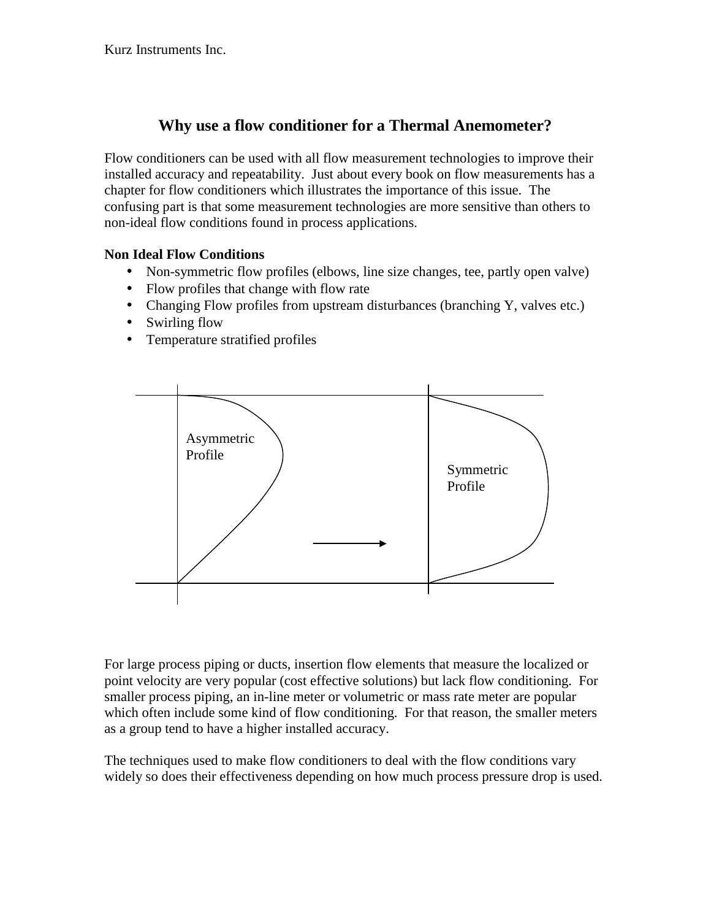# Why use a flow conditioner for a Thermal Anemometer?

Flow conditioners can be used with all flow measurement technologies to improve their installed accuracy and repeatability. Just about every book on flow measurements has a chapter for flow conditioners which illustrates the importance of this issue. The confusing part is that some measurement technologies are more sensitive than others to non-ideal flow conditions found in process applications.

**Non Ideal Flow Conditions**

- Non-symmetric flow profiles (elbows, line size changes, tee, partly open valve)
- Flow profiles that change with flow rate
- Changing Flow profiles from upstream disturbances (branching Y, valves etc.)
- Swirling flow
- Temperature stratified profiles

Asymmetric Profile

Symmetric Profile

For large process piping or ducts, insertion flow elements that measure the localized or point velocity are very popular (cost effective solutions) but lack flow conditioning. For smaller process piping, an in-line meter or volumetric or mass rate meter are popular which often include some kind of flow conditioning. For that reason, the smaller meters as a group tend to have a higher installed accuracy.

The techniques used to make flow conditioners to deal with the flow conditions vary widely so does their effectiveness depending on how much process pressure drop is used.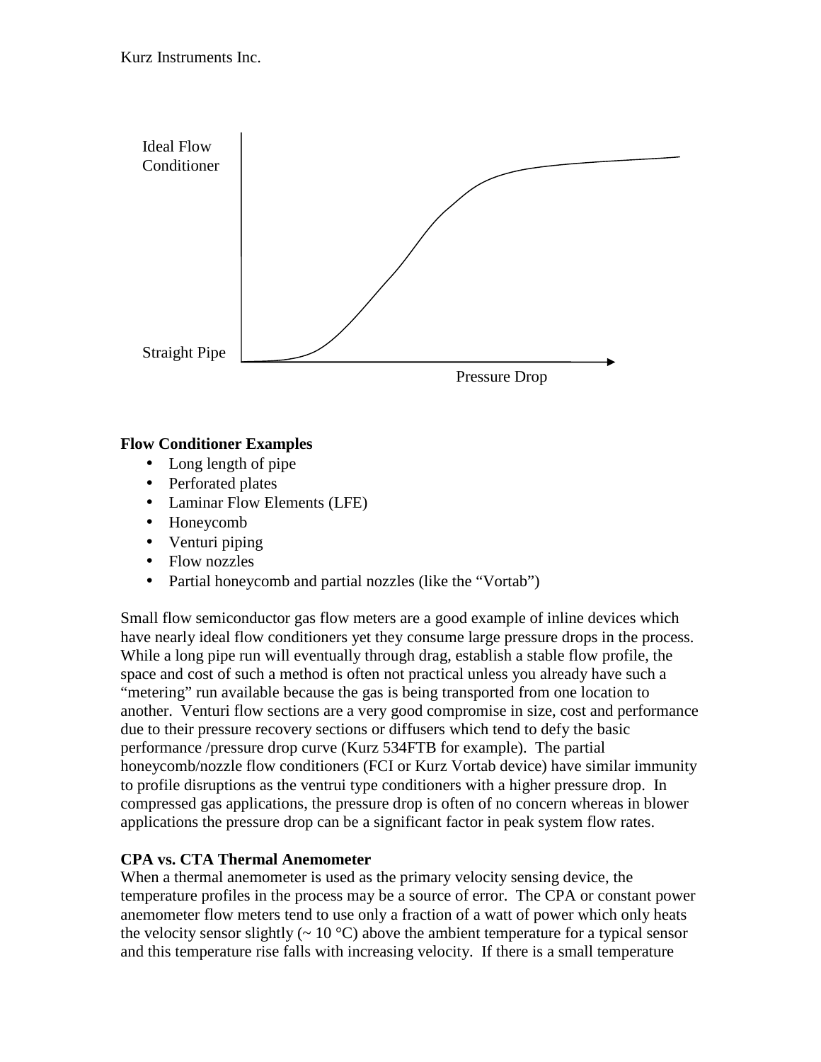Ideal Flow Conditioner

Straight Pipe

Pressure Drop

**Flow Conditioner Examples**

- Long length of pipe
- Perforated plates
- Laminar Flow Elements (LFE)
- Honeycomb
- Venturi piping
- Flow nozzles
- Partial honeycomb and partial nozzles (like the "Vortab")

Small flow semiconductor gas flow meters are a good example of inline devices which have nearly ideal flow conditioners yet they consume large pressure drops in the process. While a long pipe run will eventually through drag, establish a stable flow profile, the space and cost of such a method is often not practical unless you already have such a "metering" run available because the gas is being transported from one location to another. Venturi flow sections are a very good compromise in size, cost and performance due to their pressure recovery sections or diffusers which tend to defy the basic performance /pressure drop curve (Kurz 534FTB for example). The partial honeycomb/nozzle flow conditioners (FCI or Kurz Vortab device) have similar immunity to profile disruptions as the ventrui type conditioners with a higher pressure drop. In compressed gas applications, the pressure drop is often of no concern whereas in blower applications the pressure drop can be a significant factor in peak system flow rates.

**CPA vs. CTA Thermal Anemometer**

When a thermal anemometer is used as the primary velocity sensing device, the temperature profiles in the process may be a source of error. The CPA or constant power anemometer flow meters tend to use only a fraction of a watt of power which only heats the velocity sensor slightly (~ 10 °C) above the ambient temperature for a typical sensor and this temperature rise falls with increasing velocity. If there is a small temperature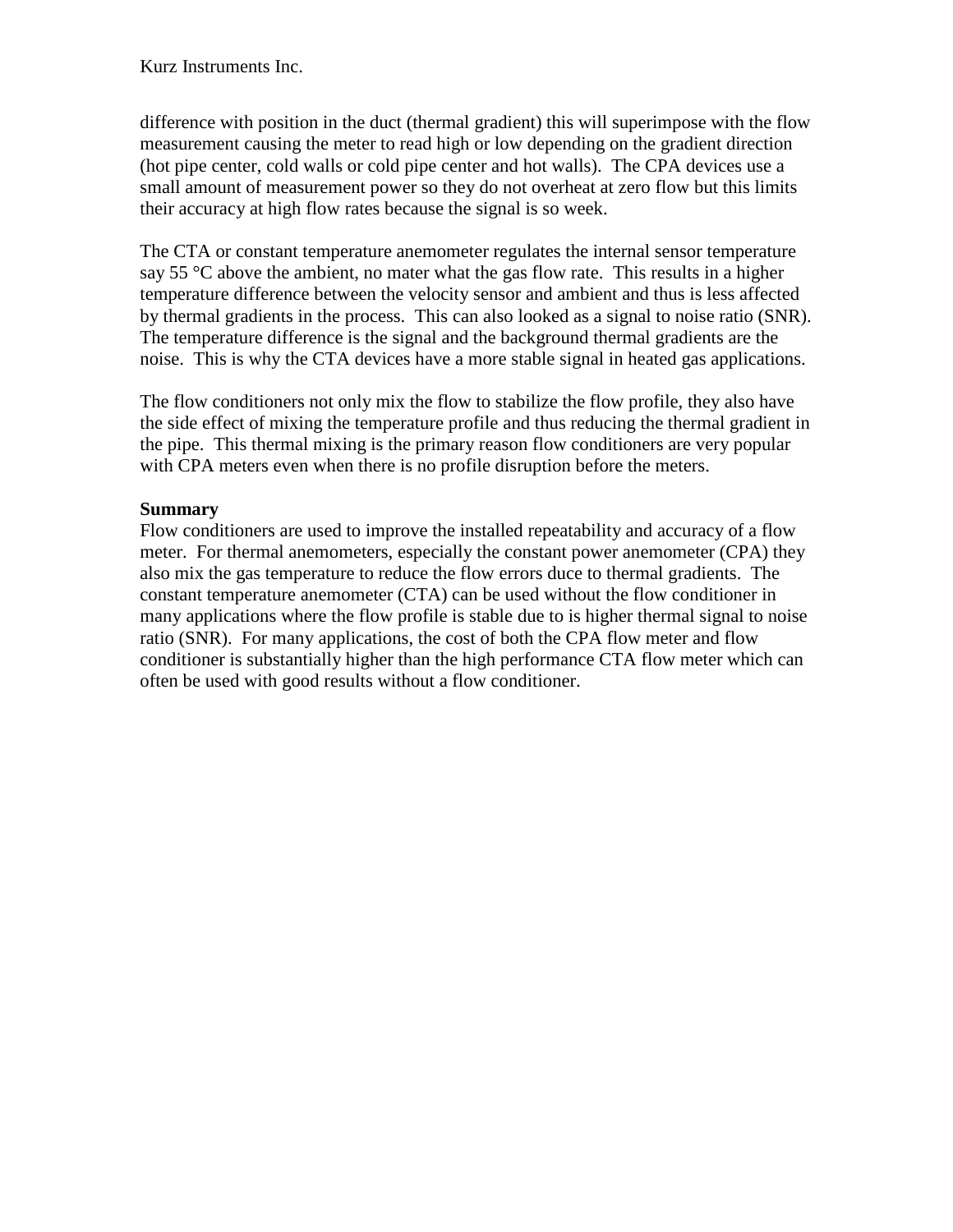difference with position in the duct (thermal gradient) this will superimpose with the flow measurement causing the meter to read high or low depending on the gradient direction (hot pipe center, cold walls or cold pipe center and hot walls). The CPA devices use a small amount of measurement power so they do not overheat at zero flow but this limits their accuracy at high flow rates because the signal is so week.

The CTA or constant temperature anemometer regulates the internal sensor temperature say 55 °C above the ambient, no mater what the gas flow rate. This results in a higher temperature difference between the velocity sensor and ambient and thus is less affected by thermal gradients in the process. This can also looked as a signal to noise ratio (SNR). The temperature difference is the signal and the background thermal gradients are the noise. This is why the CTA devices have a more stable signal in heated gas applications.

The flow conditioners not only mix the flow to stabilize the flow profile, they also have the side effect of mixing the temperature profile and thus reducing the thermal gradient in the pipe. This thermal mixing is the primary reason flow conditioners are very popular with CPA meters even when there is no profile disruption before the meters.

**Summary**

Flow conditioners are used to improve the installed repeatability and accuracy of a flow meter. For thermal anemometers, especially the constant power anemometer (CPA) they also mix the gas temperature to reduce the flow errors duce to thermal gradients. The constant temperature anemometer (CTA) can be used without the flow conditioner in many applications where the flow profile is stable due to is higher thermal signal to noise ratio (SNR). For many applications, the cost of both the CPA flow meter and flow conditioner is substantially higher than the high performance CTA flow meter which can often be used with good results without a flow conditioner.